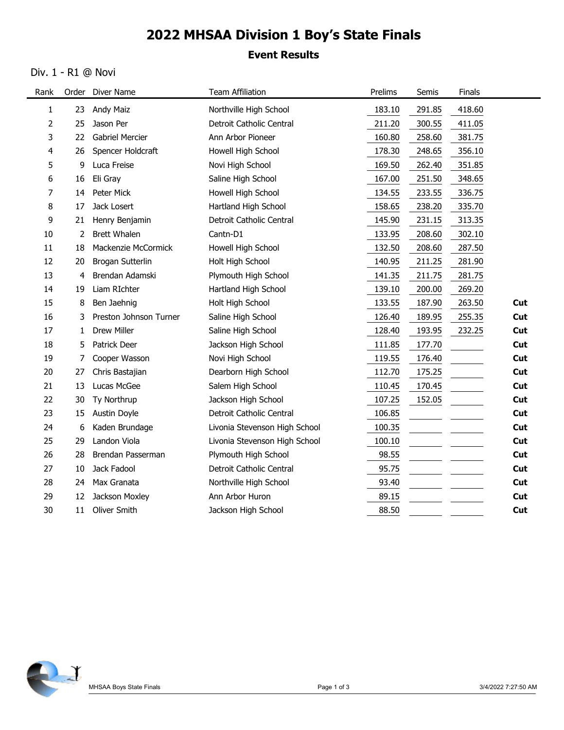# 2022 MHSAA Division 1 Boy's State Finals

## Event Results

### Div. 1 - R1 @ Novi

| Rank | Order | Diver Name | Team Affiliation | Prelims | Semis | Finals | |
|---|---|---|---|---|---|---|---|
| 1 | 23 | Andy Maiz | Northville High School | 183.10 | 291.85 | 418.60 | |
| 2 | 25 | Jason Per | Detroit Catholic Central | 211.20 | 300.55 | 411.05 | |
| 3 | 22 | Gabriel Mercier | Ann Arbor Pioneer | 160.80 | 258.60 | 381.75 | |
| 4 | 26 | Spencer Holdcraft | Howell High School | 178.30 | 248.65 | 356.10 | |
| 5 | 9 | Luca Freise | Novi High School | 169.50 | 262.40 | 351.85 | |
| 6 | 16 | Eli Gray | Saline High School | 167.00 | 251.50 | 348.65 | |
| 7 | 14 | Peter Mick | Howell High School | 134.55 | 233.55 | 336.75 | |
| 8 | 17 | Jack Losert | Hartland High School | 158.65 | 238.20 | 335.70 | |
| 9 | 21 | Henry Benjamin | Detroit Catholic Central | 145.90 | 231.15 | 313.35 | |
| 10 | 2 | Brett Whalen | Cantn-D1 | 133.95 | 208.60 | 302.10 | |
| 11 | 18 | Mackenzie McCormick | Howell High School | 132.50 | 208.60 | 287.50 | |
| 12 | 20 | Brogan Sutterlin | Holt High School | 140.95 | 211.25 | 281.90 | |
| 13 | 4 | Brendan Adamski | Plymouth High School | 141.35 | 211.75 | 281.75 | |
| 14 | 19 | Liam RIchter | Hartland High School | 139.10 | 200.00 | 269.20 | |
| 15 | 8 | Ben Jaehnig | Holt High School | 133.55 | 187.90 | 263.50 | **Cut** |
| 16 | 3 | Preston Johnson Turner | Saline High School | 126.40 | 189.95 | 255.35 | **Cut** |
| 17 | 1 | Drew Miller | Saline High School | 128.40 | 193.95 | 232.25 | **Cut** |
| 18 | 5 | Patrick Deer | Jackson High School | 111.85 | 177.70 | | **Cut** |
| 19 | 7 | Cooper Wasson | Novi High School | 119.55 | 176.40 | | **Cut** |
| 20 | 27 | Chris Bastajian | Dearborn High School | 112.70 | 175.25 | | **Cut** |
| 21 | 13 | Lucas McGee | Salem High School | 110.45 | 170.45 | | **Cut** |
| 22 | 30 | Ty Northrup | Jackson High School | 107.25 | 152.05 | | **Cut** |
| 23 | 15 | Austin Doyle | Detroit Catholic Central | 106.85 | | | **Cut** |
| 24 | 6 | Kaden Brundage | Livonia Stevenson High School | 100.35 | | | **Cut** |
| 25 | 29 | Landon Viola | Livonia Stevenson High School | 100.10 | | | **Cut** |
| 26 | 28 | Brendan Passerman | Plymouth High School | 98.55 | | | **Cut** |
| 27 | 10 | Jack Fadool | Detroit Catholic Central | 95.75 | | | **Cut** |
| 28 | 24 | Max Granata | Northville High School | 93.40 | | | **Cut** |
| 29 | 12 | Jackson Moxley | Ann Arbor Huron | 89.15 | | | **Cut** |
| 30 | 11 | Oliver Smith | Jackson High School | 88.50 | | | **Cut** |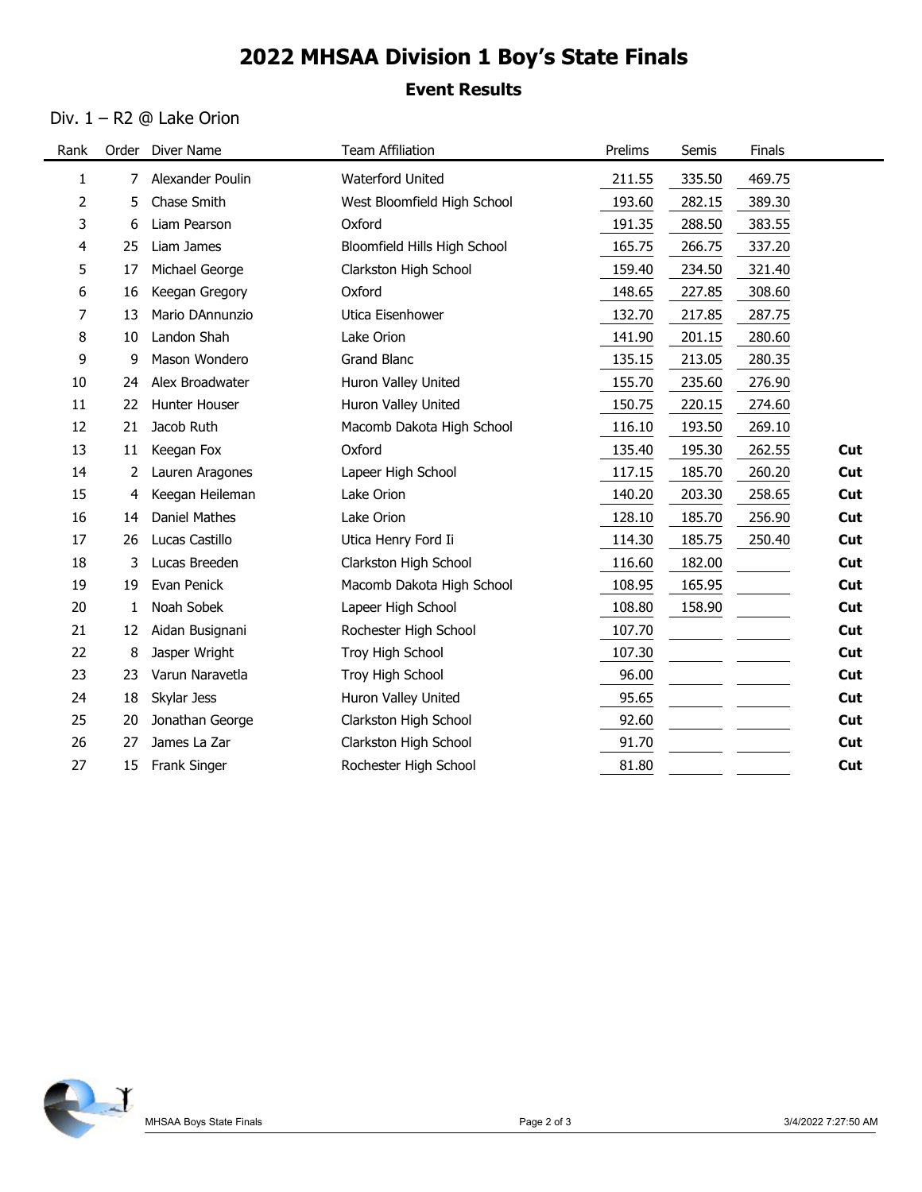# 2022 MHSAA Division 1 Boy's State Finals

## Event Results

### Div. 1 – R2 @ Lake Orion

| Rank | Order | Diver Name | Team Affiliation | Prelims | Semis | Finals | |
|---|---|---|---|---|---|---|---|
| 1 | 7 | Alexander Poulin | Waterford United | 211.55 | 335.50 | 469.75 | |
| 2 | 5 | Chase Smith | West Bloomfield High School | 193.60 | 282.15 | 389.30 | |
| 3 | 6 | Liam Pearson | Oxford | 191.35 | 288.50 | 383.55 | |
| 4 | 25 | Liam James | Bloomfield Hills High School | 165.75 | 266.75 | 337.20 | |
| 5 | 17 | Michael George | Clarkston High School | 159.40 | 234.50 | 321.40 | |
| 6 | 16 | Keegan Gregory | Oxford | 148.65 | 227.85 | 308.60 | |
| 7 | 13 | Mario DAnnunzio | Utica Eisenhower | 132.70 | 217.85 | 287.75 | |
| 8 | 10 | Landon Shah | Lake Orion | 141.90 | 201.15 | 280.60 | |
| 9 | 9 | Mason Wondero | Grand Blanc | 135.15 | 213.05 | 280.35 | |
| 10 | 24 | Alex Broadwater | Huron Valley United | 155.70 | 235.60 | 276.90 | |
| 11 | 22 | Hunter Houser | Huron Valley United | 150.75 | 220.15 | 274.60 | |
| 12 | 21 | Jacob Ruth | Macomb Dakota High School | 116.10 | 193.50 | 269.10 | |
| 13 | 11 | Keegan Fox | Oxford | 135.40 | 195.30 | 262.55 | **Cut** |
| 14 | 2 | Lauren Aragones | Lapeer High School | 117.15 | 185.70 | 260.20 | **Cut** |
| 15 | 4 | Keegan Heileman | Lake Orion | 140.20 | 203.30 | 258.65 | **Cut** |
| 16 | 14 | Daniel Mathes | Lake Orion | 128.10 | 185.70 | 256.90 | **Cut** |
| 17 | 26 | Lucas Castillo | Utica Henry Ford Ii | 114.30 | 185.75 | 250.40 | **Cut** |
| 18 | 3 | Lucas Breeden | Clarkston High School | 116.60 | 182.00 | | **Cut** |
| 19 | 19 | Evan Penick | Macomb Dakota High School | 108.95 | 165.95 | | **Cut** |
| 20 | 1 | Noah Sobek | Lapeer High School | 108.80 | 158.90 | | **Cut** |
| 21 | 12 | Aidan Busignani | Rochester High School | 107.70 | | | **Cut** |
| 22 | 8 | Jasper Wright | Troy High School | 107.30 | | | **Cut** |
| 23 | 23 | Varun Naravetla | Troy High School | 96.00 | | | **Cut** |
| 24 | 18 | Skylar Jess | Huron Valley United | 95.65 | | | **Cut** |
| 25 | 20 | Jonathan George | Clarkston High School | 92.60 | | | **Cut** |
| 26 | 27 | James La Zar | Clarkston High School | 91.70 | | | **Cut** |
| 27 | 15 | Frank Singer | Rochester High School | 81.80 | | | **Cut** |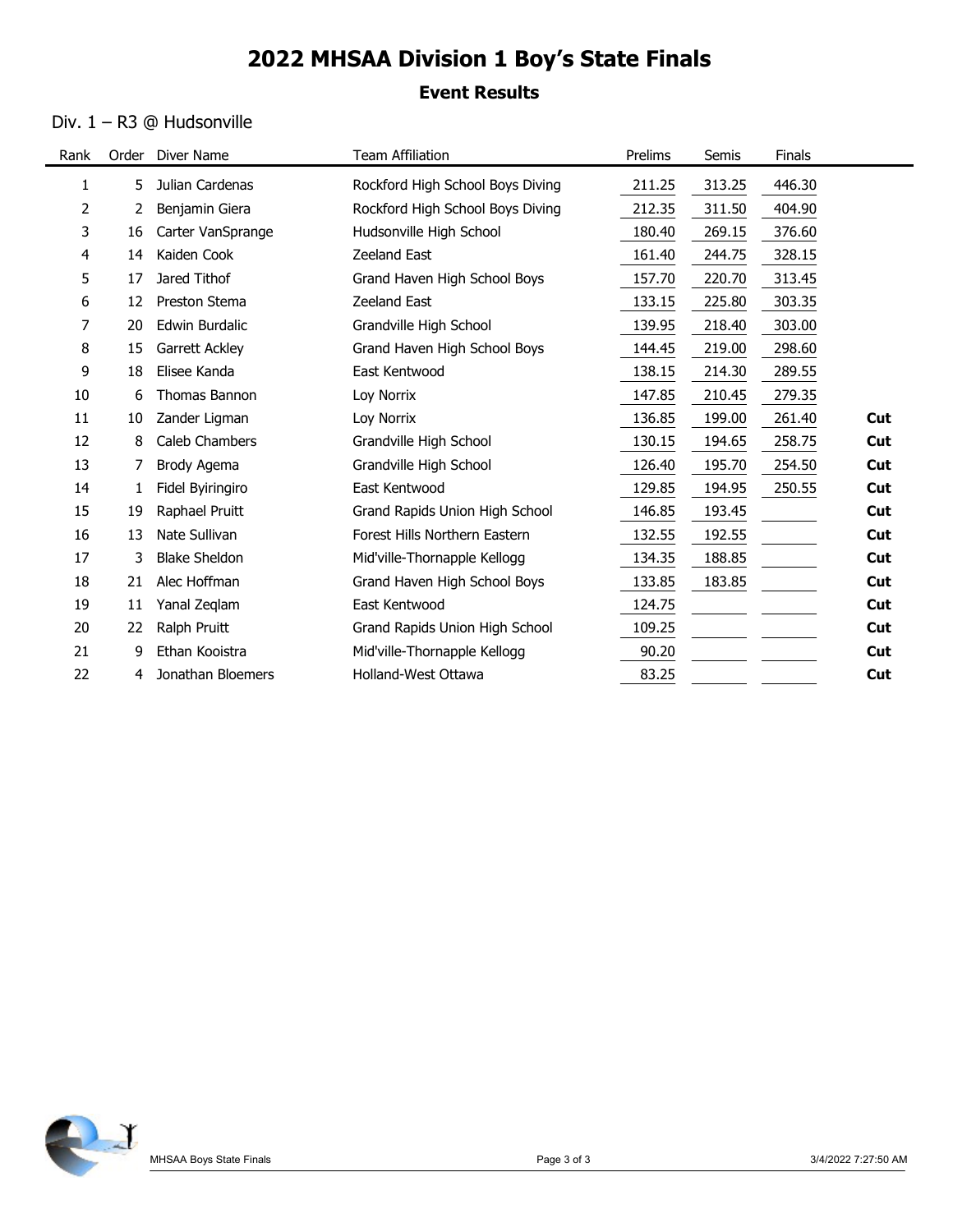# 2022 MHSAA Division 1 Boy's State Finals

## Event Results

### Div. 1 – R3 @ Hudsonville

| Rank | Order | Diver Name | Team Affiliation | Prelims | Semis | Finals | |
|---|---|---|---|---|---|---|---|
| 1 | 5 | Julian Cardenas | Rockford High School Boys Diving | 211.25 | 313.25 | 446.30 | |
| 2 | 2 | Benjamin Giera | Rockford High School Boys Diving | 212.35 | 311.50 | 404.90 | |
| 3 | 16 | Carter VanSprange | Hudsonville High School | 180.40 | 269.15 | 376.60 | |
| 4 | 14 | Kaiden Cook | Zeeland East | 161.40 | 244.75 | 328.15 | |
| 5 | 17 | Jared Tithof | Grand Haven High School Boys | 157.70 | 220.70 | 313.45 | |
| 6 | 12 | Preston Stema | Zeeland East | 133.15 | 225.80 | 303.35 | |
| 7 | 20 | Edwin Burdalic | Grandville High School | 139.95 | 218.40 | 303.00 | |
| 8 | 15 | Garrett Ackley | Grand Haven High School Boys | 144.45 | 219.00 | 298.60 | |
| 9 | 18 | Elisee Kanda | East Kentwood | 138.15 | 214.30 | 289.55 | |
| 10 | 6 | Thomas Bannon | Loy Norrix | 147.85 | 210.45 | 279.35 | |
| 11 | 10 | Zander Ligman | Loy Norrix | 136.85 | 199.00 | 261.40 | **Cut** |
| 12 | 8 | Caleb Chambers | Grandville High School | 130.15 | 194.65 | 258.75 | **Cut** |
| 13 | 7 | Brody Agema | Grandville High School | 126.40 | 195.70 | 254.50 | **Cut** |
| 14 | 1 | Fidel Byiringiro | East Kentwood | 129.85 | 194.95 | 250.55 | **Cut** |
| 15 | 19 | Raphael Pruitt | Grand Rapids Union High School | 146.85 | 193.45 | | **Cut** |
| 16 | 13 | Nate Sullivan | Forest Hills Northern Eastern | 132.55 | 192.55 | | **Cut** |
| 17 | 3 | Blake Sheldon | Mid'ville-Thornapple Kellogg | 134.35 | 188.85 | | **Cut** |
| 18 | 21 | Alec Hoffman | Grand Haven High School Boys | 133.85 | 183.85 | | **Cut** |
| 19 | 11 | Yanal Zeqlam | East Kentwood | 124.75 | | | **Cut** |
| 20 | 22 | Ralph Pruitt | Grand Rapids Union High School | 109.25 | | | **Cut** |
| 21 | 9 | Ethan Kooistra | Mid'ville-Thornapple Kellogg | 90.20 | | | **Cut** |
| 22 | 4 | Jonathan Bloemers | Holland-West Ottawa | 83.25 | | | **Cut** |